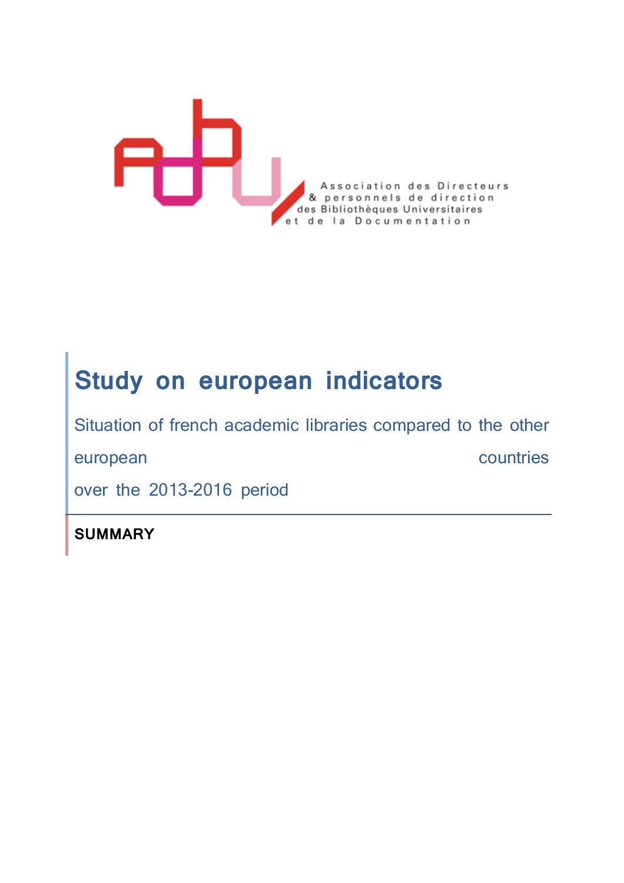Association des Directeurs
& personnels de direction
des Bibliothèques Universitaires
et de la Documentation

# Study on european indicators

Situation of french academic libraries compared to the other european countries over the 2013-2016 period

**SUMMARY**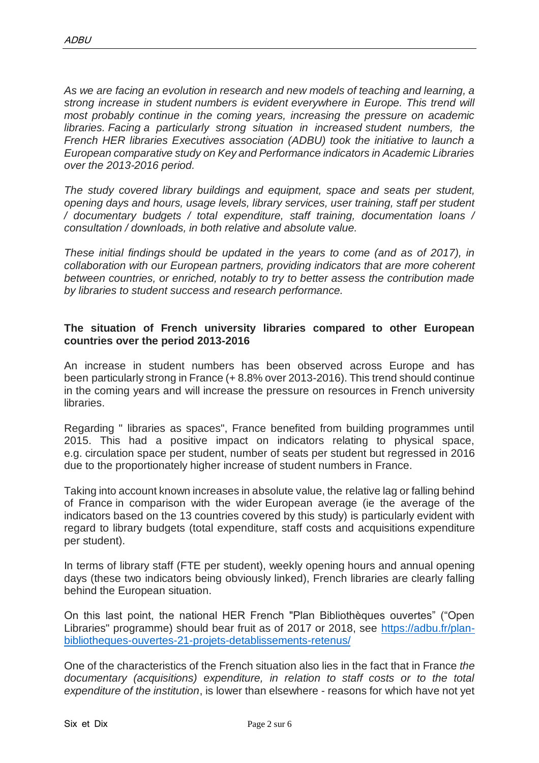*As we are facing an evolution in research and new models of teaching and learning, a strong increase in student numbers is evident everywhere in Europe. This trend will most probably continue in the coming years, increasing the pressure on academic libraries. Facing a particularly strong situation in increased student numbers, the French HER libraries Executives association (ADBU) took the initiative to launch a European comparative study on Key and Performance indicators in Academic Libraries over the 2013-2016 period.*

*The study covered library buildings and equipment, space and seats per student, opening days and hours, usage levels, library services, user training, staff per student / documentary budgets / total expenditure, staff training, documentation loans / consultation / downloads, in both relative and absolute value.*

*These initial findings should be updated in the years to come (and as of 2017), in collaboration with our European partners, providing indicators that are more coherent between countries, or enriched, notably to try to better assess the contribution made by libraries to student success and research performance.*

**The situation of French university libraries compared to other European countries over the period 2013-2016**

An increase in student numbers has been observed across Europe and has been particularly strong in France (+ 8.8% over 2013-2016). This trend should continue in the coming years and will increase the pressure on resources in French university libraries.

Regarding " libraries as spaces", France benefited from building programmes until 2015. This had a positive impact on indicators relating to physical space, e.g. circulation space per student, number of seats per student but regressed in 2016 due to the proportionately higher increase of student numbers in France.

Taking into account known increases in absolute value, the relative lag or falling behind of France in comparison with the wider European average (ie the average of the indicators based on the 13 countries covered by this study) is particularly evident with regard to library budgets (total expenditure, staff costs and acquisitions expenditure per student).

In terms of library staff (FTE per student), weekly opening hours and annual opening days (these two indicators being obviously linked), French libraries are clearly falling behind the European situation.

On this last point, the national HER French "Plan Bibliothèques ouvertes" ("Open Libraries" programme) should bear fruit as of 2017 or 2018, see [https://adbu.fr/plan-bibliotheques-ouvertes-21-projets-detablissements-retenus/](https://adbu.fr/plan-bibliotheques-ouvertes-21-projets-detablissements-retenus/)

One of the characteristics of the French situation also lies in the fact that in France *the documentary (acquisitions) expenditure, in relation to staff costs or to the total expenditure of the institution*, is lower than elsewhere - reasons for which have not yet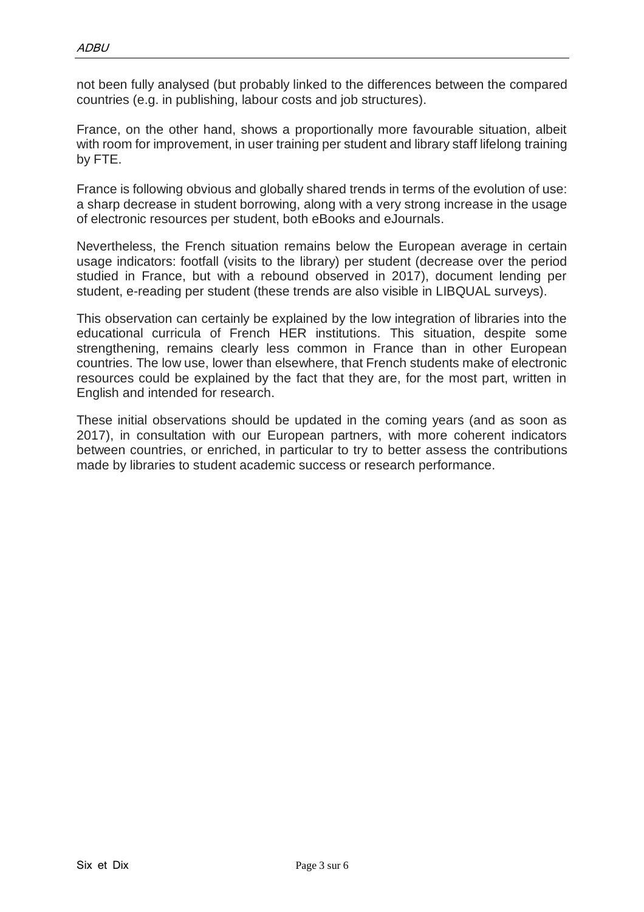not been fully analysed (but probably linked to the differences between the compared countries (e.g. in publishing, labour costs and job structures).

France, on the other hand, shows a proportionally more favourable situation, albeit with room for improvement, in user training per student and library staff lifelong training by FTE.

France is following obvious and globally shared trends in terms of the evolution of use: a sharp decrease in student borrowing, along with a very strong increase in the usage of electronic resources per student, both eBooks and eJournals.

Nevertheless, the French situation remains below the European average in certain usage indicators: footfall (visits to the library) per student (decrease over the period studied in France, but with a rebound observed in 2017), document lending per student, e-reading per student (these trends are also visible in LIBQUAL surveys).

This observation can certainly be explained by the low integration of libraries into the educational curricula of French HER institutions. This situation, despite some strengthening, remains clearly less common in France than in other European countries. The low use, lower than elsewhere, that French students make of electronic resources could be explained by the fact that they are, for the most part, written in English and intended for research.

These initial observations should be updated in the coming years (and as soon as 2017), in consultation with our European partners, with more coherent indicators between countries, or enriched, in particular to try to better assess the contributions made by libraries to student academic success or research performance.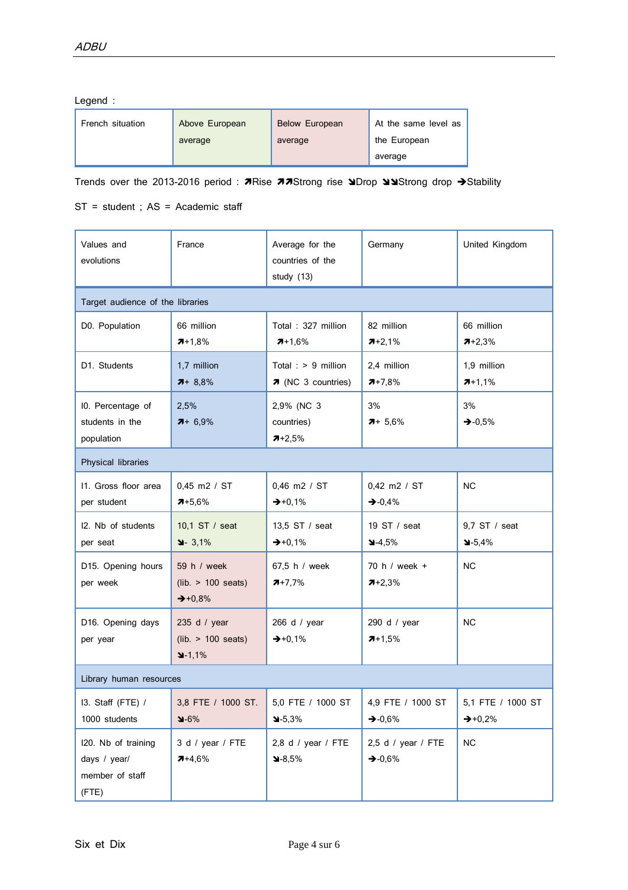Legend :

| French situation | Above European average | Below European average | At the same level as the European average |
|---|---|---|---|

Trends over the 2013-2016 period : ↗Rise ↗↗Strong rise ↘Drop ↘↘Strong drop →Stability

ST = student ; AS = Academic staff

| Values and evolutions | France | Average for the countries of the study (13) | Germany | United Kingdom |
|---|---|---|---|---|
| Target audience of the libraries | | | | |
| D0. Population | 66 million ↗+1,8% | Total : 327 million ↗+1,6% | 82 million ↗+2,1% | 66 million ↗+2,3% |
| D1. Students | 1,7 million ↗+ 8,8% | Total : > 9 million ↗ (NC 3 countries) | 2,4 million ↗+7,8% | 1,9 million ↗+1,1% |
| I0. Percentage of students in the population | 2,5% ↗+ 6,9% | 2,9% (NC 3 countries) ↗+2,5% | 3% ↗+ 5,6% | 3% →-0,5% |
| Physical libraries | | | | |
| I1. Gross floor area per student | 0,45 m2 / ST ↗+5,6% | 0,46 m2 / ST →+0,1% | 0,42 m2 / ST →-0,4% | NC |
| I2. Nb of students per seat | 10,1 ST / seat ↘- 3,1% | 13,5 ST / seat →+0,1% | 19 ST / seat ↘-4,5% | 9,7 ST / seat ↘-5,4% |
| D15. Opening hours per week | 59 h / week (lib. > 100 seats) →+0,8% | 67,5 h / week ↗+7,7% | 70 h / week + ↗+2,3% | NC |
| D16. Opening days per year | 235 d / year (lib. > 100 seats) ↘-1,1% | 266 d / year →+0,1% | 290 d / year ↗+1,5% | NC |
| Library human resources | | | | |
| I3. Staff (FTE) / 1000 students | 3,8 FTE / 1000 ST. ↘-6% | 5,0 FTE / 1000 ST ↘-5,3% | 4,9 FTE / 1000 ST →-0,6% | 5,1 FTE / 1000 ST →+0,2% |
| I20. Nb of training days / year/ member of staff (FTE) | 3 d / year / FTE ↗+4,6% | 2,8 d / year / FTE ↘-8,5% | 2,5 d / year / FTE →-0,6% | NC |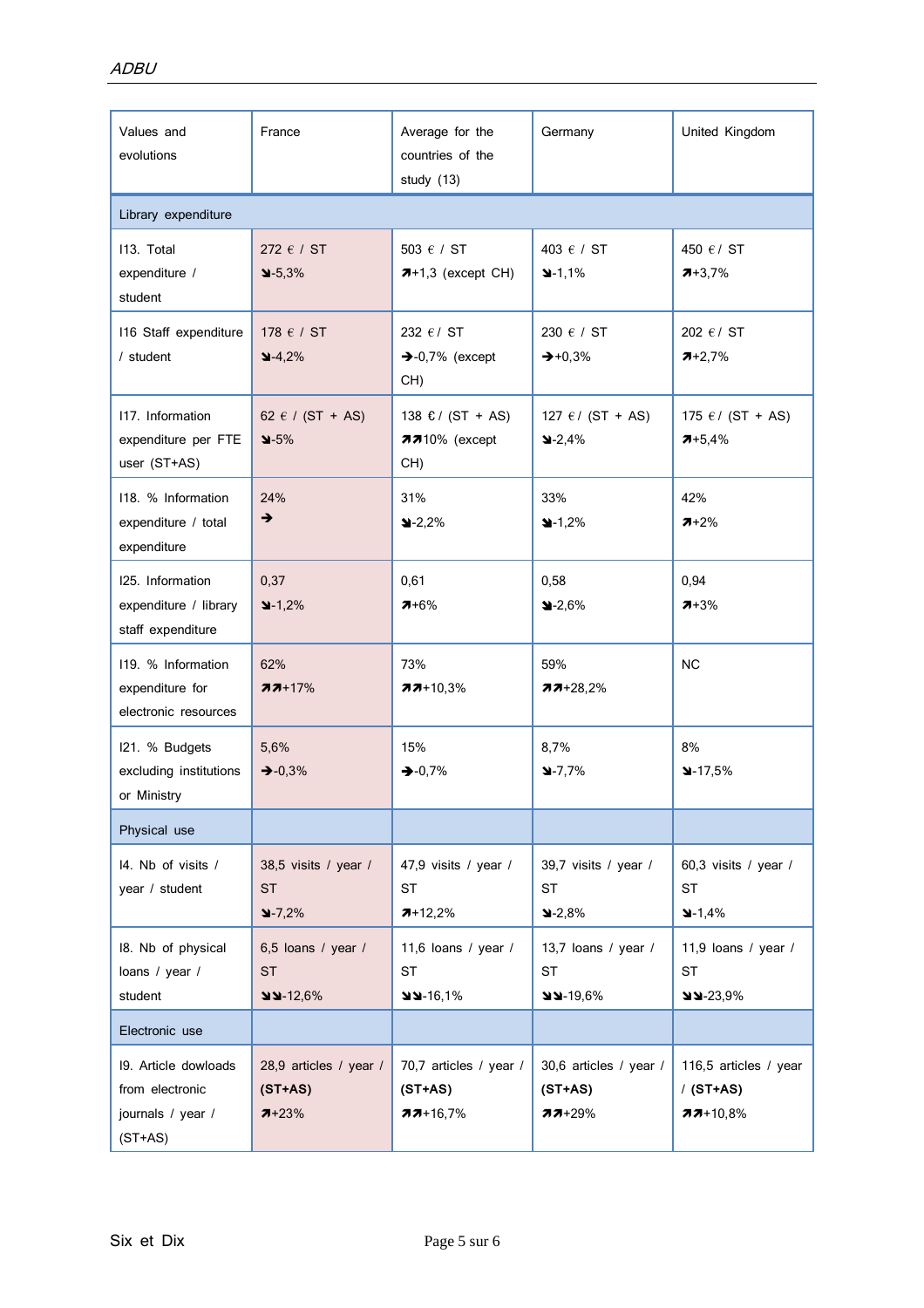| Values and evolutions | France | Average for the countries of the study (13) | Germany | United Kingdom |
|---|---|---|---|---|
| Library expenditure | | | | |
| I13. Total expenditure / student | 272 € / ST ↘-5,3% | 503 € / ST ↗+1,3 (except CH) | 403 € / ST ↘-1,1% | 450 € / ST ↗+3,7% |
| I16 Staff expenditure / student | 178 € / ST ↘-4,2% | 232 €/ ST →-0,7% (except CH) | 230 € / ST →+0,3% | 202 €/ ST ↗+2,7% |
| I17. Information expenditure per FTE user (ST+AS) | 62 € / (ST + AS) ↘-5% | 138 €/ (ST + AS) ↗↗10% (except CH) | 127 €/ (ST + AS) ↘-2,4% | 175 €/ (ST + AS) ↗+5,4% |
| I18. % Information expenditure / total expenditure | 24% → | 31% ↘-2,2% | 33% ↘-1,2% | 42% ↗+2% |
| I25. Information expenditure / library staff expenditure | 0,37 ↘-1,2% | 0,61 ↗+6% | 0,58 ↘-2,6% | 0,94 ↗+3% |
| I19. % Information expenditure for electronic resources | 62% ↗↗+17% | 73% ↗↗+10,3% | 59% ↗↗+28,2% | NC |
| I21. % Budgets excluding institutions or Ministry | 5,6% →-0,3% | 15% →-0,7% | 8,7% ↘-7,7% | 8% ↘-17,5% |
| Physical use | | | | |
| I4. Nb of visits / year / student | 38,5 visits / year / ST ↘-7,2% | 47,9 visits / year / ST ↗+12,2% | 39,7 visits / year / ST ↘-2,8% | 60,3 visits / year / ST ↘-1,4% |
| I8. Nb of physical loans / year / student | 6,5 loans / year / ST ↘↘-12,6% | 11,6 loans / year / ST ↘↘-16,1% | 13,7 loans / year / ST ↘↘-19,6% | 11,9 loans / year / ST ↘↘-23,9% |
| Electronic use | | | | |
| I9. Article dowloads from electronic journals / year / (ST+AS) | 28,9 articles / year / **(ST+AS)** ↗+23% | 70,7 articles / year / **(ST+AS)** ↗↗+16,7% | 30,6 articles / year / **(ST+AS)** ↗↗+29% | 116,5 articles / year / **(ST+AS)** ↗↗+10,8% |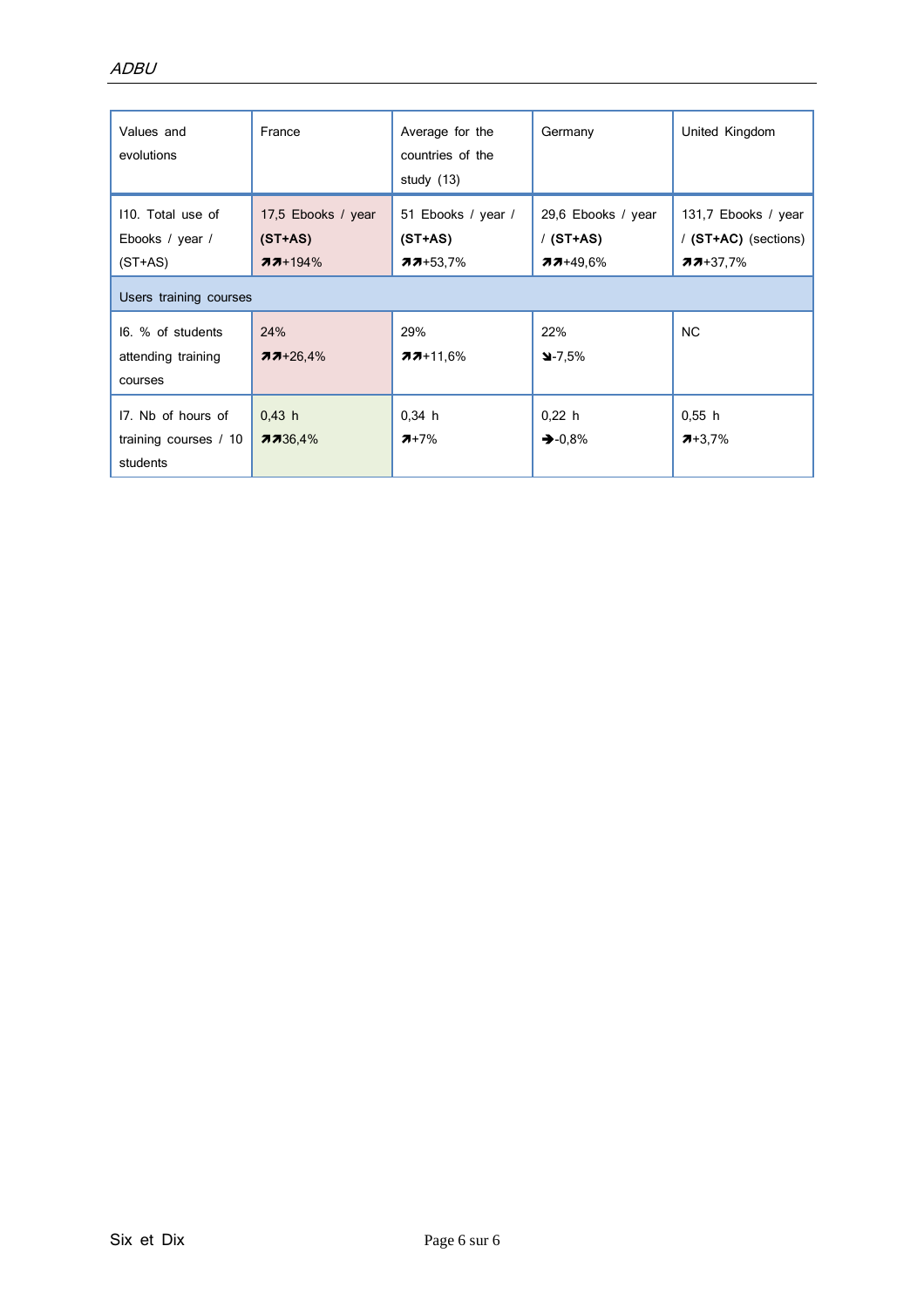| Values and evolutions | France | Average for the countries of the study (13) | Germany | United Kingdom |
|---|---|---|---|---|
| I10. Total use of Ebooks / year / (ST+AS) | 17,5 Ebooks / year **(ST+AS)** ↗↗+194% | 51 Ebooks / year / **(ST+AS)** ↗↗+53,7% | 29,6 Ebooks / year / **(ST+AS)** ↗↗+49,6% | 131,7 Ebooks / year / **(ST+AC)** (sections) ↗↗+37,7% |
| Users training courses | | | | |
| I6. % of students attending training courses | 24% ↗↗+26,4% | 29% ↗↗+11,6% | 22% ↘-7,5% | NC |
| I7. Nb of hours of training courses / 10 students | 0,43 h ↗↗36,4% | 0,34 h ↗+7% | 0,22 h ➔-0,8% | 0,55 h ↗+3,7% |